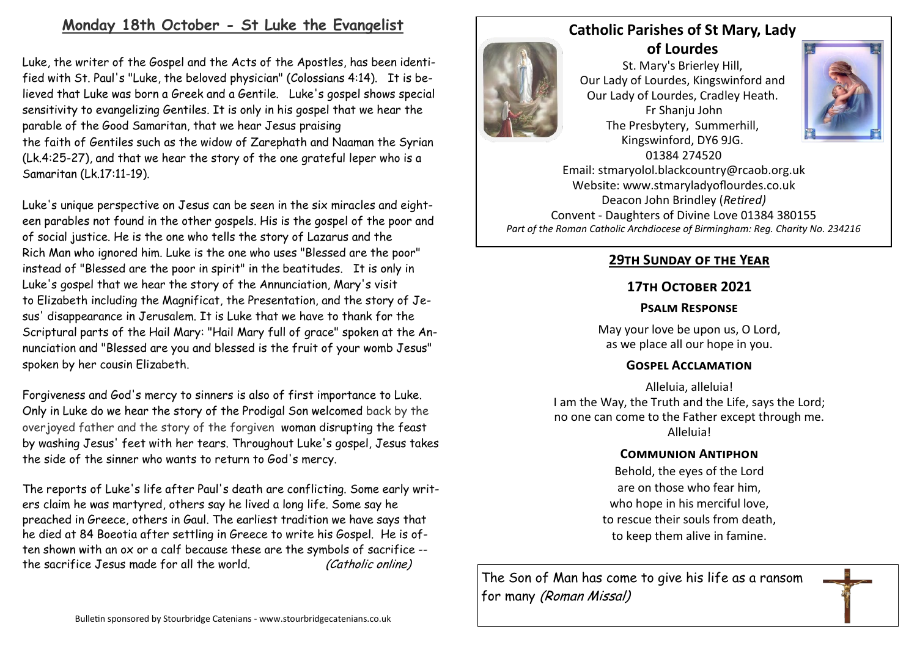## Monday 18th October - St Luke the Evangelist

Luke, the writer of the Gospel and the Acts of the Apostles, has been identified with St. Paul's "Luke, the beloved physician" (Colossians 4:14). It is believed that Luke was born a Greek and a Gentile. Luke's gospel shows special sensitivity to evangelizing Gentiles. It is only in his gospel that we hear the parable of the Good Samaritan, that we hear Jesus praising the faith of Gentiles such as the widow of Zarephath and Naaman the Syrian (Lk.4:25-27), and that we hear the story of the one grateful leper who is a Samaritan (Lk.17:11-19).

Luke's unique perspective on Jesus can be seen in the six miracles and eighteen parables not found in the other gospels. His is the gospel of the poor and of social justice. He is the one who tells the story of Lazarus and the Rich Man who ignored him. Luke is the one who uses "Blessed are the poor" instead of "Blessed are the poor in spirit" in the beatitudes. It is only in Luke's gospel that we hear the story of the Annunciation, Mary's visit to Elizabeth including the Magnificat, the Presentation, and the story of Jesus' disappearance in Jerusalem. It is Luke that we have to thank for the Scriptural parts of the Hail Mary: "Hail Mary full of grace" spoken at the Annunciation and "Blessed are you and blessed is the fruit of your womb Jesus" spoken by her cousin Elizabeth.

Forgiveness and God's mercy to sinners is also of first importance to Luke. Only in Luke do we hear the story of the Prodigal Son welcomed back by the overjoyed father and the story of the forgiven woman disrupting the feast by washing Jesus' feet with her tears. Throughout Luke's gospel, Jesus takes the side of the sinner who wants to return to God's mercy.

The reports of Luke's life after Paul's death are conflicting. Some early writers claim he was martyred, others say he lived a long life. Some say he preached in Greece, others in Gaul. The earliest tradition we have says that he died at 84 Boeotia after settling in Greece to write his Gospel. He is often shown with an ox or a calf because these are the symbols of sacrifice -- the sacrifice Jesus made for all the world. *(Catholic online)*

Bulletin sponsored by Stourbridge Catenians - www.stourbridgecatenians.co.uk

# Catholic Parishes of St Mary, Lady of Lourdes

St. Mary's Brierley Hill,
Our Lady of Lourdes, Kingswinford and
Our Lady of Lourdes, Cradley Heath.
Fr Shanju John
The Presbytery, Summerhill,
Kingswinford, DY6 9JG.
01384 274520
Email: stmaryolol.blackcountry@rcaob.org.uk
Website: www.stmaryladyoflourdes.co.uk
Deacon John Brindley (*Retired)*
Convent - Daughters of Divine Love 01384 380155
*Part of the Roman Catholic Archdiocese of Birmingham: Reg. Charity No. 234216*

## 29th Sunday of the Year

### 17th October 2021

#### Psalm Response

May your love be upon us, O Lord,
as we place all our hope in you.

#### Gospel Acclamation

Alleluia, alleluia!
I am the Way, the Truth and the Life, says the Lord;
no one can come to the Father except through me.
Alleluia!

#### Communion Antiphon

Behold, the eyes of the Lord
are on those who fear him,
who hope in his merciful love,
to rescue their souls from death,
to keep them alive in famine.

The Son of Man has come to give his life as a ransom for many *(Roman Missal)*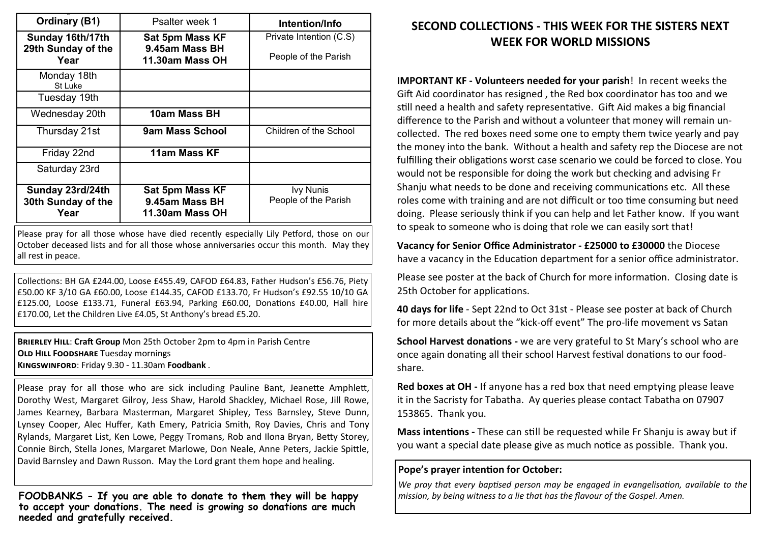| Ordinary (B1) | Psalter week 1 | Intention/Info |
|---|---|---|
| **Sunday 16th/17th 29th Sunday of the Year** | **Sat 5pm Mass KF 9.45am Mass BH 11.30am Mass OH** | Private Intention (C.S) People of the Parish |
| Monday 18th St Luke | | |
| Tuesday 19th | | |
| Wednesday 20th | **10am Mass BH** | |
| Thursday 21st | **9am Mass School** | Children of the School |
| Friday 22nd | **11am Mass KF** | |
| Saturday 23rd | | |
| **Sunday 23rd/24th 30th Sunday of the Year** | **Sat 5pm Mass KF 9.45am Mass BH 11.30am Mass OH** | Ivy Nunis People of the Parish |

Please pray for all those whose have died recently especially Lily Petford, those on our October deceased lists and for all those whose anniversaries occur this month. May they all rest in peace.

Collections: BH GA £244.00, Loose £455.49, CAFOD £64.83, Father Hudson's £56.76, Piety £50.00 KF 3/10 GA £60.00, Loose £144.35, CAFOD £133.70, Fr Hudson's £92.55 10/10 GA £125.00, Loose £133.71, Funeral £63.94, Parking £60.00, Donations £40.00, Hall hire £170.00, Let the Children Live £4.05, St Anthony's bread £5.20.

**BRIERLEY HILL**: **Craft Group** Mon 25th October 2pm to 4pm in Parish Centre
**OLD HILL FOODSHARE** Tuesday mornings
**KINGSWINFORD**: Friday 9.30 - 11.30am **Foodbank** .

Please pray for all those who are sick including Pauline Bant, Jeanette Amphlett, Dorothy West, Margaret Gilroy, Jess Shaw, Harold Shackley, Michael Rose, Jill Rowe, James Kearney, Barbara Masterman, Margaret Shipley, Tess Barnsley, Steve Dunn, Lynsey Cooper, Alec Huffer, Kath Emery, Patricia Smith, Roy Davies, Chris and Tony Rylands, Margaret List, Ken Lowe, Peggy Tromans, Rob and Ilona Bryan, Betty Storey, Connie Birch, Stella Jones, Margaret Marlowe, Don Neale, Anne Peters, Jackie Spittle, David Barnsley and Dawn Russon. May the Lord grant them hope and healing.

**FOODBANKS - If you are able to donate to them they will be happy to accept your donations. The need is growing so donations are much needed and gratefully received.**

## SECOND COLLECTIONS - THIS WEEK FOR THE SISTERS NEXT WEEK FOR WORLD MISSIONS

**IMPORTANT KF - Volunteers needed for your parish**! In recent weeks the Gift Aid coordinator has resigned , the Red box coordinator has too and we still need a health and safety representative. Gift Aid makes a big financial difference to the Parish and without a volunteer that money will remain un-collected. The red boxes need some one to empty them twice yearly and pay the money into the bank. Without a health and safety rep the Diocese are not fulfilling their obligations worst case scenario we could be forced to close. You would not be responsible for doing the work but checking and advising Fr Shanju what needs to be done and receiving communications etc. All these roles come with training and are not difficult or too time consuming but need doing. Please seriously think if you can help and let Father know. If you want to speak to someone who is doing that role we can easily sort that!

**Vacancy for Senior Office Administrator - £25000 to £30000** the Diocese have a vacancy in the Education department for a senior office administrator.

Please see poster at the back of Church for more information. Closing date is 25th October for applications.

**40 days for life** - Sept 22nd to Oct 31st - Please see poster at back of Church for more details about the "kick-off event" The pro-life movement vs Satan

**School Harvest donations -** we are very grateful to St Mary's school who are once again donating all their school Harvest festival donations to our food-share.

**Red boxes at OH -** If anyone has a red box that need emptying please leave it in the Sacristy for Tabatha. Ay queries please contact Tabatha on 07907 153865. Thank you.

**Mass intentions -** These can still be requested while Fr Shanju is away but if you want a special date please give as much notice as possible. Thank you.

**Pope's prayer intention for October:**

*We pray that every baptised person may be engaged in evangelisation, available to the mission, by being witness to a lie that has the flavour of the Gospel. Amen.*